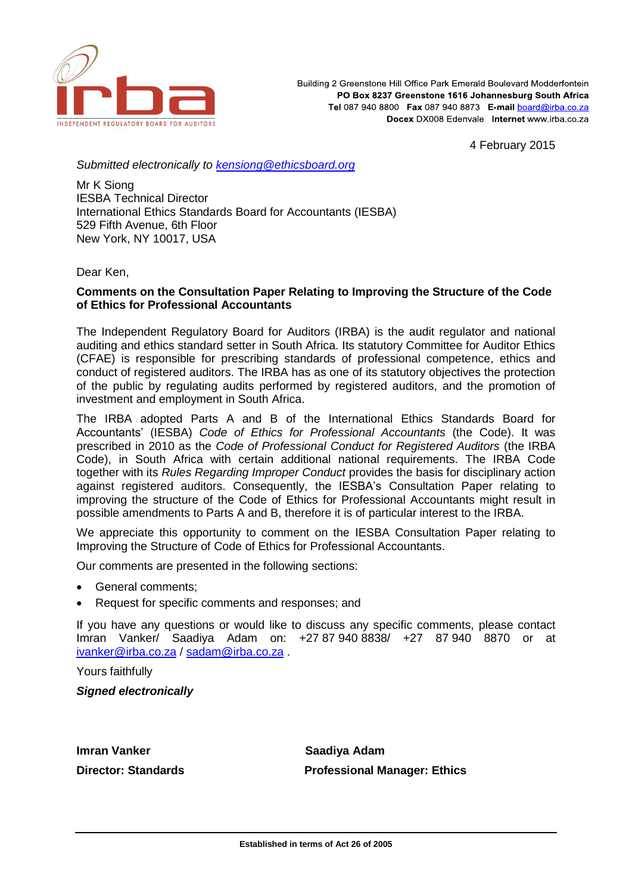irba

INDEPENDENT REGULATORY BOARD FOR AUDITORS

Building 2 Greenstone Hill Office Park Emerald Boulevard Modderfontein
**PO Box 8237 Greenstone 1616 Johannesburg South Africa**
**Tel** 087 940 8800 **Fax** 087 940 8873 **E-mail** board@irba.co.za
**Docex** DX008 Edenvale **Internet** www.irba.co.za

4 February 2015

*Submitted electronically to kensiong@ethicsboard.org*

Mr K Siong
IESBA Technical Director
International Ethics Standards Board for Accountants (IESBA)
529 Fifth Avenue, 6th Floor
New York, NY 10017, USA

Dear Ken,

**Comments on the Consultation Paper Relating to Improving the Structure of the Code of Ethics for Professional Accountants**

The Independent Regulatory Board for Auditors (IRBA) is the audit regulator and national auditing and ethics standard setter in South Africa. Its statutory Committee for Auditor Ethics (CFAE) is responsible for prescribing standards of professional competence, ethics and conduct of registered auditors. The IRBA has as one of its statutory objectives the protection of the public by regulating audits performed by registered auditors, and the promotion of investment and employment in South Africa.

The IRBA adopted Parts A and B of the International Ethics Standards Board for Accountants' (IESBA) *Code of Ethics for Professional Accountants* (the Code). It was prescribed in 2010 as the *Code of Professional Conduct for Registered Auditors* (the IRBA Code), in South Africa with certain additional national requirements. The IRBA Code together with its *Rules Regarding Improper Conduct* provides the basis for disciplinary action against registered auditors. Consequently, the IESBA's Consultation Paper relating to improving the structure of the Code of Ethics for Professional Accountants might result in possible amendments to Parts A and B, therefore it is of particular interest to the IRBA.

We appreciate this opportunity to comment on the IESBA Consultation Paper relating to Improving the Structure of Code of Ethics for Professional Accountants.

Our comments are presented in the following sections:

- General comments;
- Request for specific comments and responses; and

If you have any questions or would like to discuss any specific comments, please contact Imran Vanker/ Saadiya Adam on: +27 87 940 8838/ +27 87 940 8870 or at ivanker@irba.co.za / sadam@irba.co.za .

Yours faithfully

***Signed electronically***

| | |
|---|---|
| **Imran Vanker** | **Saadiya Adam** |
| **Director: Standards** | **Professional Manager: Ethics** |

**Established in terms of Act 26 of 2005**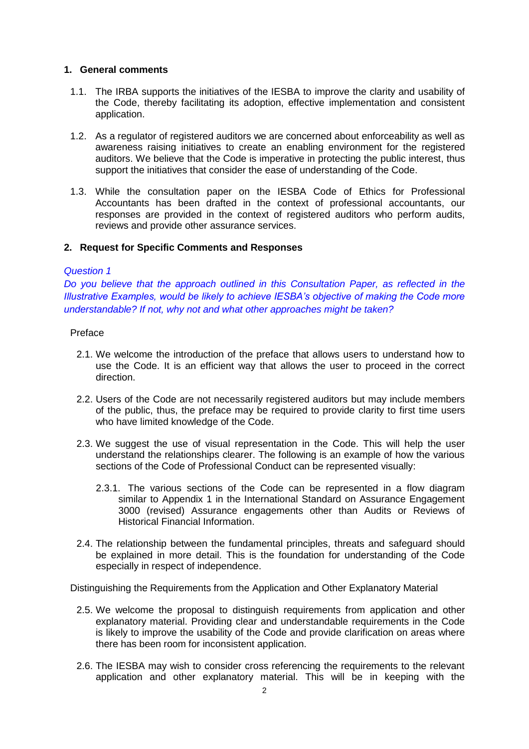## 1. General comments

1.1. The IRBA supports the initiatives of the IESBA to improve the clarity and usability of the Code, thereby facilitating its adoption, effective implementation and consistent application.

1.2. As a regulator of registered auditors we are concerned about enforceability as well as awareness raising initiatives to create an enabling environment for the registered auditors. We believe that the Code is imperative in protecting the public interest, thus support the initiatives that consider the ease of understanding of the Code.

1.3. While the consultation paper on the IESBA Code of Ethics for Professional Accountants has been drafted in the context of professional accountants, our responses are provided in the context of registered auditors who perform audits, reviews and provide other assurance services.

## 2. Request for Specific Comments and Responses

*Question 1*

*Do you believe that the approach outlined in this Consultation Paper, as reflected in the Illustrative Examples, would be likely to achieve IESBA's objective of making the Code more understandable? If not, why not and what other approaches might be taken?*

Preface

2.1. We welcome the introduction of the preface that allows users to understand how to use the Code. It is an efficient way that allows the user to proceed in the correct direction.

2.2. Users of the Code are not necessarily registered auditors but may include members of the public, thus, the preface may be required to provide clarity to first time users who have limited knowledge of the Code.

2.3. We suggest the use of visual representation in the Code. This will help the user understand the relationships clearer. The following is an example of how the various sections of the Code of Professional Conduct can be represented visually:

2.3.1. The various sections of the Code can be represented in a flow diagram similar to Appendix 1 in the International Standard on Assurance Engagement 3000 (revised) Assurance engagements other than Audits or Reviews of Historical Financial Information.

2.4. The relationship between the fundamental principles, threats and safeguard should be explained in more detail. This is the foundation for understanding of the Code especially in respect of independence.

Distinguishing the Requirements from the Application and Other Explanatory Material

2.5. We welcome the proposal to distinguish requirements from application and other explanatory material. Providing clear and understandable requirements in the Code is likely to improve the usability of the Code and provide clarification on areas where there has been room for inconsistent application.

2.6. The IESBA may wish to consider cross referencing the requirements to the relevant application and other explanatory material. This will be in keeping with the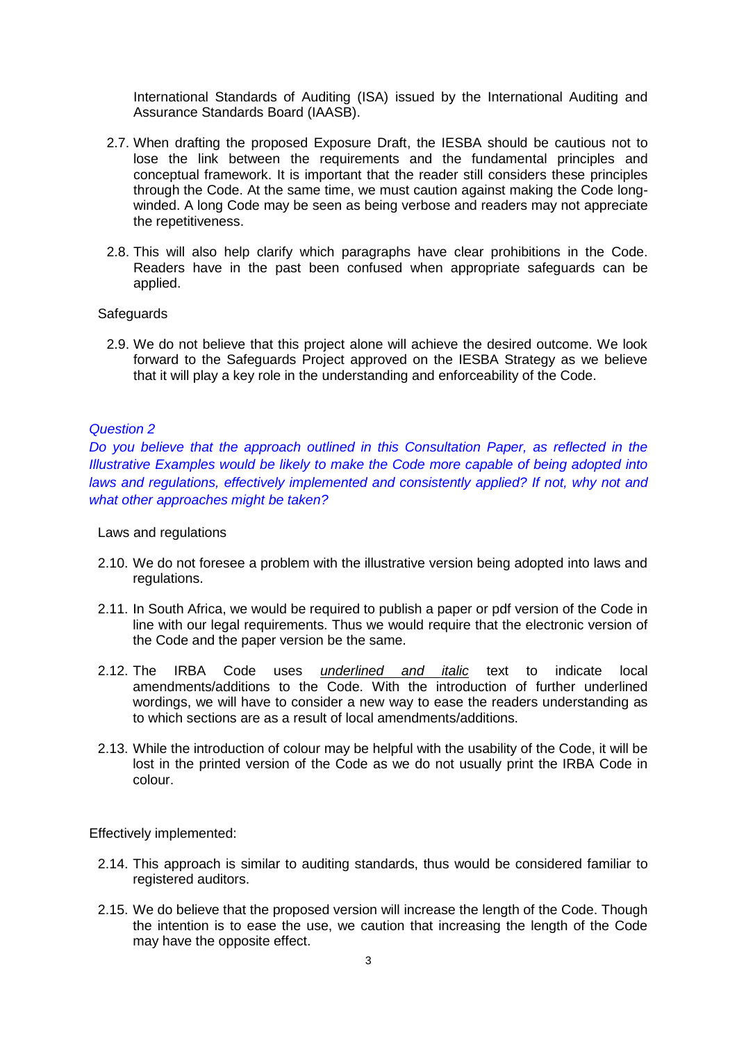International Standards of Auditing (ISA) issued by the International Auditing and Assurance Standards Board (IAASB).

2.7. When drafting the proposed Exposure Draft, the IESBA should be cautious not to lose the link between the requirements and the fundamental principles and conceptual framework. It is important that the reader still considers these principles through the Code. At the same time, we must caution against making the Code long-winded. A long Code may be seen as being verbose and readers may not appreciate the repetitiveness.

2.8. This will also help clarify which paragraphs have clear prohibitions in the Code. Readers have in the past been confused when appropriate safeguards can be applied.

Safeguards

2.9. We do not believe that this project alone will achieve the desired outcome. We look forward to the Safeguards Project approved on the IESBA Strategy as we believe that it will play a key role in the understanding and enforceability of the Code.

*Question 2*

*Do you believe that the approach outlined in this Consultation Paper, as reflected in the Illustrative Examples would be likely to make the Code more capable of being adopted into laws and regulations, effectively implemented and consistently applied? If not, why not and what other approaches might be taken?*

Laws and regulations

2.10. We do not foresee a problem with the illustrative version being adopted into laws and regulations.

2.11. In South Africa, we would be required to publish a paper or pdf version of the Code in line with our legal requirements. Thus we would require that the electronic version of the Code and the paper version be the same.

2.12. The IRBA Code uses <u>*underlined and italic*</u> text to indicate local amendments/additions to the Code. With the introduction of further underlined wordings, we will have to consider a new way to ease the readers understanding as to which sections are as a result of local amendments/additions.

2.13. While the introduction of colour may be helpful with the usability of the Code, it will be lost in the printed version of the Code as we do not usually print the IRBA Code in colour.

Effectively implemented:

2.14. This approach is similar to auditing standards, thus would be considered familiar to registered auditors.

2.15. We do believe that the proposed version will increase the length of the Code. Though the intention is to ease the use, we caution that increasing the length of the Code may have the opposite effect.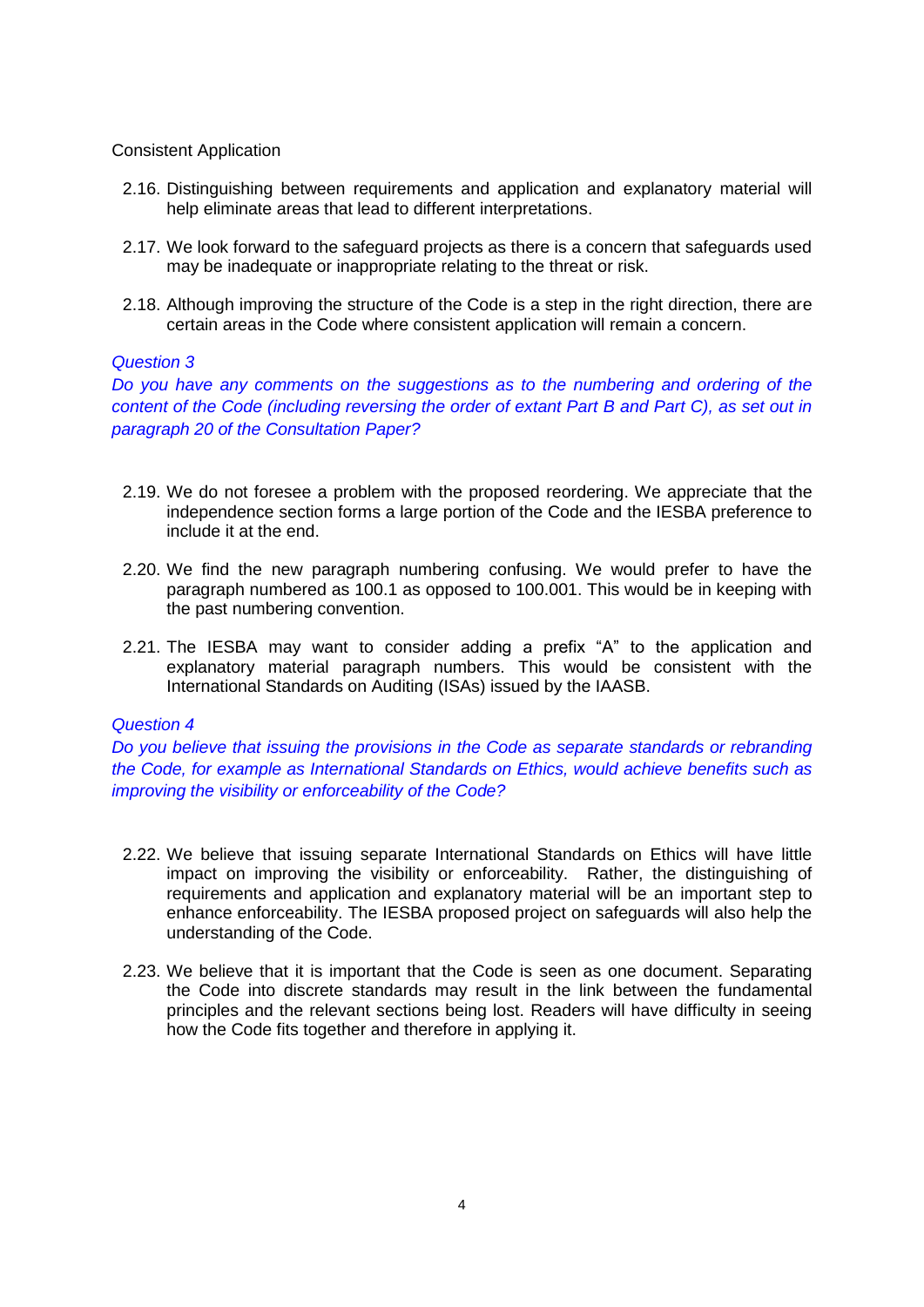Consistent Application

2.16. Distinguishing between requirements and application and explanatory material will help eliminate areas that lead to different interpretations.

2.17. We look forward to the safeguard projects as there is a concern that safeguards used may be inadequate or inappropriate relating to the threat or risk.

2.18. Although improving the structure of the Code is a step in the right direction, there are certain areas in the Code where consistent application will remain a concern.

*Question 3*

*Do you have any comments on the suggestions as to the numbering and ordering of the content of the Code (including reversing the order of extant Part B and Part C), as set out in paragraph 20 of the Consultation Paper?*

2.19. We do not foresee a problem with the proposed reordering. We appreciate that the independence section forms a large portion of the Code and the IESBA preference to include it at the end.

2.20. We find the new paragraph numbering confusing. We would prefer to have the paragraph numbered as 100.1 as opposed to 100.001. This would be in keeping with the past numbering convention.

2.21. The IESBA may want to consider adding a prefix "A" to the application and explanatory material paragraph numbers. This would be consistent with the International Standards on Auditing (ISAs) issued by the IAASB.

*Question 4*

*Do you believe that issuing the provisions in the Code as separate standards or rebranding the Code, for example as International Standards on Ethics, would achieve benefits such as improving the visibility or enforceability of the Code?*

2.22. We believe that issuing separate International Standards on Ethics will have little impact on improving the visibility or enforceability. Rather, the distinguishing of requirements and application and explanatory material will be an important step to enhance enforceability. The IESBA proposed project on safeguards will also help the understanding of the Code.

2.23. We believe that it is important that the Code is seen as one document. Separating the Code into discrete standards may result in the link between the fundamental principles and the relevant sections being lost. Readers will have difficulty in seeing how the Code fits together and therefore in applying it.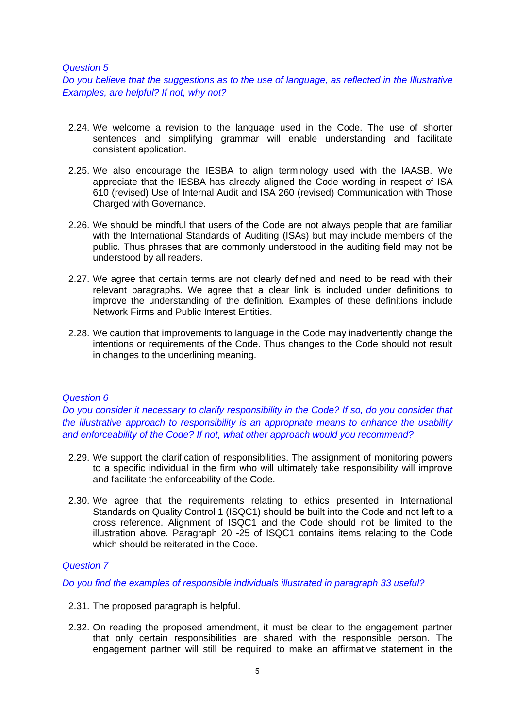*Question 5*

*Do you believe that the suggestions as to the use of language, as reflected in the Illustrative Examples, are helpful? If not, why not?*

2.24. We welcome a revision to the language used in the Code. The use of shorter sentences and simplifying grammar will enable understanding and facilitate consistent application.

2.25. We also encourage the IESBA to align terminology used with the IAASB. We appreciate that the IESBA has already aligned the Code wording in respect of ISA 610 (revised) Use of Internal Audit and ISA 260 (revised) Communication with Those Charged with Governance.

2.26. We should be mindful that users of the Code are not always people that are familiar with the International Standards of Auditing (ISAs) but may include members of the public. Thus phrases that are commonly understood in the auditing field may not be understood by all readers.

2.27. We agree that certain terms are not clearly defined and need to be read with their relevant paragraphs. We agree that a clear link is included under definitions to improve the understanding of the definition. Examples of these definitions include Network Firms and Public Interest Entities.

2.28. We caution that improvements to language in the Code may inadvertently change the intentions or requirements of the Code. Thus changes to the Code should not result in changes to the underlining meaning.

*Question 6*

*Do you consider it necessary to clarify responsibility in the Code? If so, do you consider that the illustrative approach to responsibility is an appropriate means to enhance the usability and enforceability of the Code? If not, what other approach would you recommend?*

2.29. We support the clarification of responsibilities. The assignment of monitoring powers to a specific individual in the firm who will ultimately take responsibility will improve and facilitate the enforceability of the Code.

2.30. We agree that the requirements relating to ethics presented in International Standards on Quality Control 1 (ISQC1) should be built into the Code and not left to a cross reference. Alignment of ISQC1 and the Code should not be limited to the illustration above. Paragraph 20 -25 of ISQC1 contains items relating to the Code which should be reiterated in the Code.

*Question 7*

*Do you find the examples of responsible individuals illustrated in paragraph 33 useful?*

2.31. The proposed paragraph is helpful.

2.32. On reading the proposed amendment, it must be clear to the engagement partner that only certain responsibilities are shared with the responsible person. The engagement partner will still be required to make an affirmative statement in the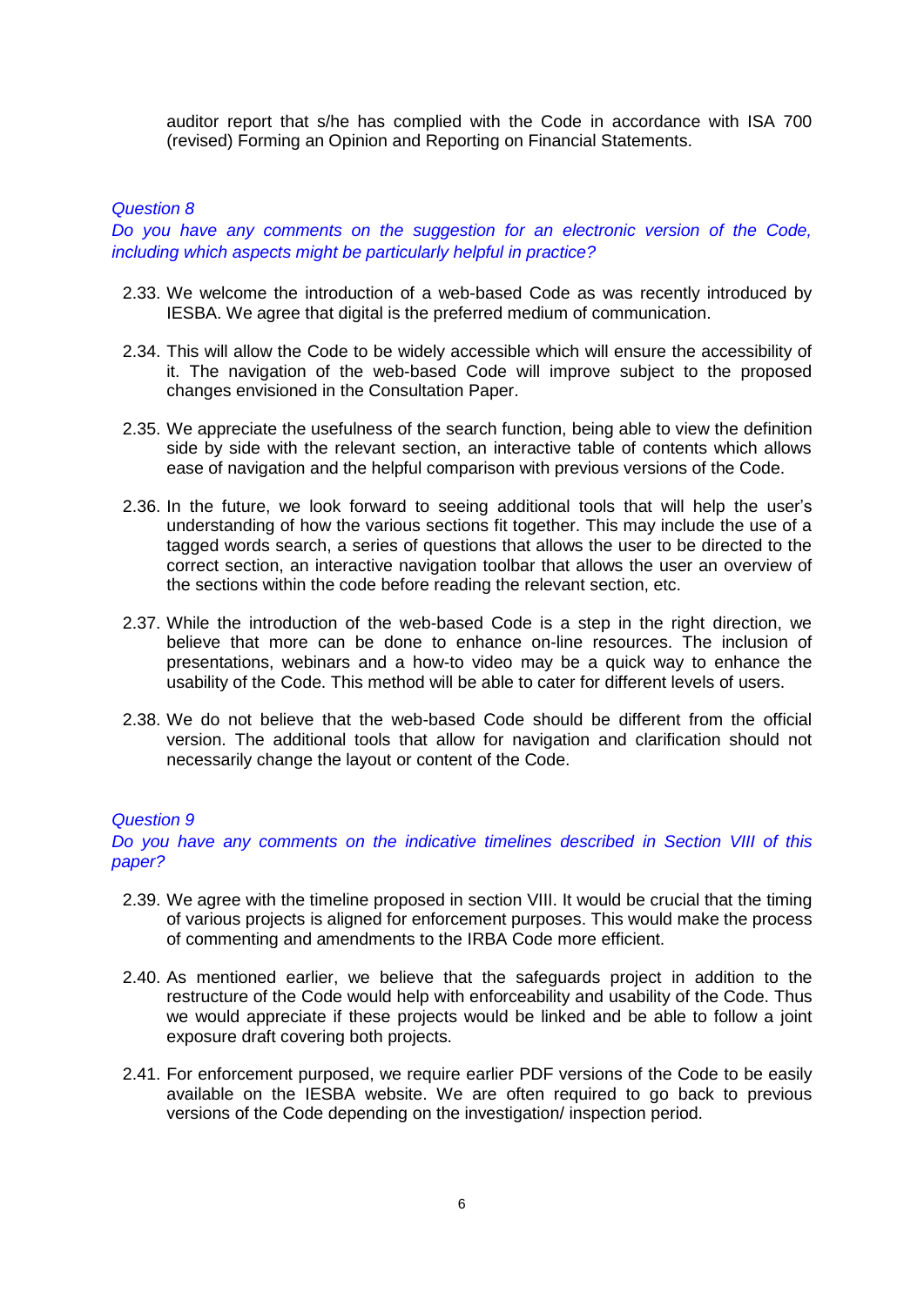auditor report that s/he has complied with the Code in accordance with ISA 700 (revised) Forming an Opinion and Reporting on Financial Statements.

*Question 8*

*Do you have any comments on the suggestion for an electronic version of the Code, including which aspects might be particularly helpful in practice?*

2.33. We welcome the introduction of a web-based Code as was recently introduced by IESBA. We agree that digital is the preferred medium of communication.

2.34. This will allow the Code to be widely accessible which will ensure the accessibility of it. The navigation of the web-based Code will improve subject to the proposed changes envisioned in the Consultation Paper.

2.35. We appreciate the usefulness of the search function, being able to view the definition side by side with the relevant section, an interactive table of contents which allows ease of navigation and the helpful comparison with previous versions of the Code.

2.36. In the future, we look forward to seeing additional tools that will help the user's understanding of how the various sections fit together. This may include the use of a tagged words search, a series of questions that allows the user to be directed to the correct section, an interactive navigation toolbar that allows the user an overview of the sections within the code before reading the relevant section, etc.

2.37. While the introduction of the web-based Code is a step in the right direction, we believe that more can be done to enhance on-line resources. The inclusion of presentations, webinars and a how-to video may be a quick way to enhance the usability of the Code. This method will be able to cater for different levels of users.

2.38. We do not believe that the web-based Code should be different from the official version. The additional tools that allow for navigation and clarification should not necessarily change the layout or content of the Code.

*Question 9*

*Do you have any comments on the indicative timelines described in Section VIII of this paper?*

2.39. We agree with the timeline proposed in section VIII. It would be crucial that the timing of various projects is aligned for enforcement purposes. This would make the process of commenting and amendments to the IRBA Code more efficient.

2.40. As mentioned earlier, we believe that the safeguards project in addition to the restructure of the Code would help with enforceability and usability of the Code. Thus we would appreciate if these projects would be linked and be able to follow a joint exposure draft covering both projects.

2.41. For enforcement purposed, we require earlier PDF versions of the Code to be easily available on the IESBA website. We are often required to go back to previous versions of the Code depending on the investigation/ inspection period.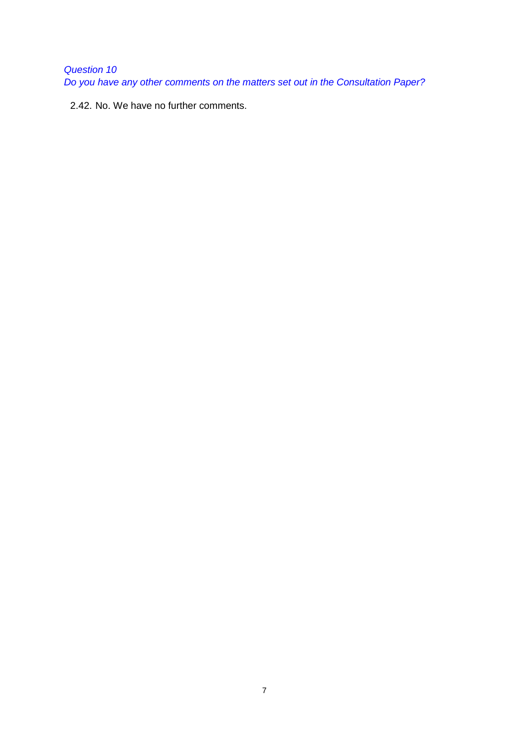*Question 10*
*Do you have any other comments on the matters set out in the Consultation Paper?*

2.42. No. We have no further comments.